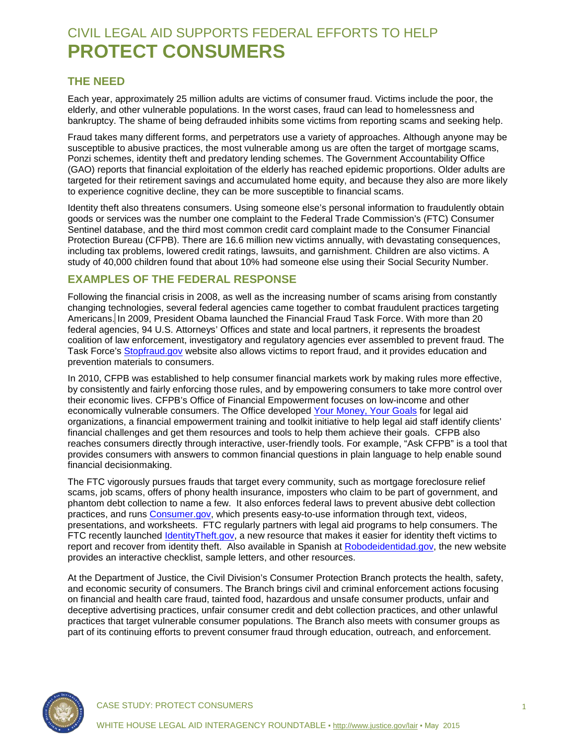# CIVIL LEGAL AID SUPPORTS FEDERAL EFFORTS TO HELP **PROTECT CONSUMERS**

## THE NEED

Each year, approximately 25 million adults are victims of consumer fraud. Victims include the poor, the elderly, and other vulnerable populations. In the worst cases, fraud can lead to homelessness and bankruptcy. The shame of being defrauded inhibits some victims from reporting scams and seeking help.

Fraud takes many different forms, and perpetrators use a variety of approaches. Although anyone may be susceptible to abusive practices, the most vulnerable among us are often the target of mortgage scams, Ponzi schemes, identity theft and predatory lending schemes. The Government Accountability Office (GAO) reports that financial exploitation of the elderly has reached epidemic proportions. Older adults are targeted for their retirement savings and accumulated home equity, and because they also are more likely to experience cognitive decline, they can be more susceptible to financial scams.

Identity theft also threatens consumers. Using someone else's personal information to fraudulently obtain goods or services was the number one complaint to the Federal Trade Commission's (FTC) Consumer Sentinel database, and the third most common credit card complaint made to the Consumer Financial Protection Bureau (CFPB). There are 16.6 million new victims annually, with devastating consequences, including tax problems, lowered credit ratings, lawsuits, and garnishment. Children are also victims. A study of 40,000 children found that about 10% had someone else using their Social Security Number.

## EXAMPLES OF THE FEDERAL RESPONSE

Following the financial crisis in 2008, as well as the increasing number of scams arising from constantly changing technologies, several federal agencies came together to combat fraudulent practices targeting Americans. In 2009, President Obama launched the Financial Fraud Task Force. With more than 20 federal agencies, 94 U.S. Attorneys' Offices and state and local partners, it represents the broadest coalition of law enforcement, investigatory and regulatory agencies ever assembled to prevent fraud. The Task Force's Stopfraud.gov website also allows victims to report fraud, and it provides education and prevention materials to consumers.

In 2010, CFPB was established to help consumer financial markets work by making rules more effective, by consistently and fairly enforcing those rules, and by empowering consumers to take more control over their economic lives. CFPB's Office of Financial Empowerment focuses on low-income and other economically vulnerable consumers. The Office developed Your Money, Your Goals for legal aid organizations, a financial empowerment training and toolkit initiative to help legal aid staff identify clients' financial challenges and get them resources and tools to help them achieve their goals. CFPB also reaches consumers directly through interactive, user-friendly tools. For example, "Ask CFPB" is a tool that provides consumers with answers to common financial questions in plain language to help enable sound financial decisionmaking.

The FTC vigorously pursues frauds that target every community, such as mortgage foreclosure relief scams, job scams, offers of phony health insurance, imposters who claim to be part of government, and phantom debt collection to name a few. It also enforces federal laws to prevent abusive debt collection practices, and runs Consumer.gov, which presents easy-to-use information through text, videos, presentations, and worksheets. FTC regularly partners with legal aid programs to help consumers. The FTC recently launched IdentityTheft.gov, a new resource that makes it easier for identity theft victims to report and recover from identity theft. Also available in Spanish at Robodeidentidad.gov, the new website provides an interactive checklist, sample letters, and other resources.

At the Department of Justice, the Civil Division's Consumer Protection Branch protects the health, safety, and economic security of consumers. The Branch brings civil and criminal enforcement actions focusing on financial and health care fraud, tainted food, hazardous and unsafe consumer products, unfair and deceptive advertising practices, unfair consumer credit and debt collection practices, and other unlawful practices that target vulnerable consumer populations. The Branch also meets with consumer groups as part of its continuing efforts to prevent consumer fraud through education, outreach, and enforcement.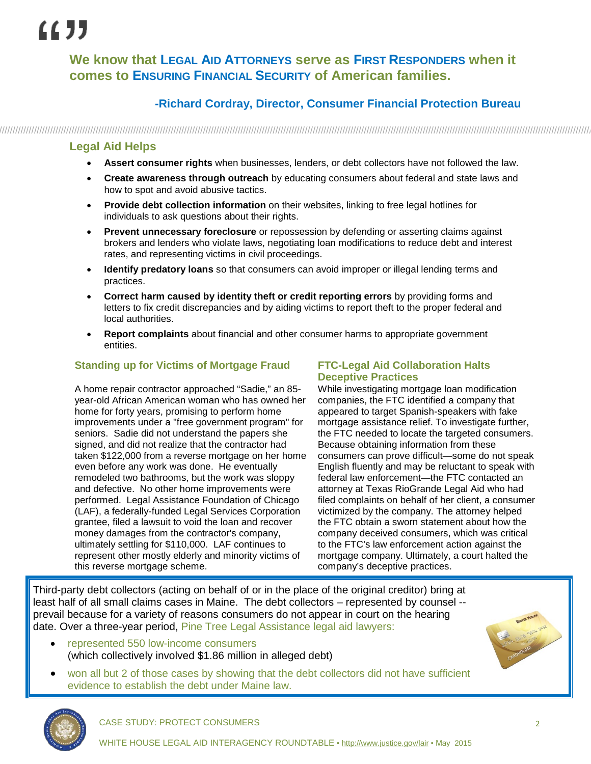"

**We know that LEGAL AID ATTORNEYS serve as FIRST RESPONDERS when it comes to ENSURING FINANCIAL SECURITY of American families.**

**-Richard Cordray, Director, Consumer Financial Protection Bureau**

## Legal Aid Helps

- **Assert consumer rights** when businesses, lenders, or debt collectors have not followed the law.
- **Create awareness through outreach** by educating consumers about federal and state laws and how to spot and avoid abusive tactics.
- **Provide debt collection information** on their websites, linking to free legal hotlines for individuals to ask questions about their rights.
- **Prevent unnecessary foreclosure** or repossession by defending or asserting claims against brokers and lenders who violate laws, negotiating loan modifications to reduce debt and interest rates, and representing victims in civil proceedings.
- **Identify predatory loans** so that consumers can avoid improper or illegal lending terms and practices.
- **Correct harm caused by identity theft or credit reporting errors** by providing forms and letters to fix credit discrepancies and by aiding victims to report theft to the proper federal and local authorities.
- **Report complaints** about financial and other consumer harms to appropriate government entities.

### Standing up for Victims of Mortgage Fraud

A home repair contractor approached "Sadie," an 85-year-old African American woman who has owned her home for forty years, promising to perform home improvements under a "free government program" for seniors. Sadie did not understand the papers she signed, and did not realize that the contractor had taken $122,000 from a reverse mortgage on her home even before any work was done. He eventually remodeled two bathrooms, but the work was sloppy and defective. No other home improvements were performed. Legal Assistance Foundation of Chicago (LAF), a federally-funded Legal Services Corporation grantee, filed a lawsuit to void the loan and recover money damages from the contractor's company, ultimately settling for $110,000. LAF continues to represent other mostly elderly and minority victims of this reverse mortgage scheme.

### FTC-Legal Aid Collaboration Halts Deceptive Practices

While investigating mortgage loan modification companies, the FTC identified a company that appeared to target Spanish-speakers with fake mortgage assistance relief. To investigate further, the FTC needed to locate the targeted consumers. Because obtaining information from these consumers can prove difficult—some do not speak English fluently and may be reluctant to speak with federal law enforcement—the FTC contacted an attorney at Texas RioGrande Legal Aid who had filed complaints on behalf of her client, a consumer victimized by the company. The attorney helped the FTC obtain a sworn statement about how the company deceived consumers, which was critical to the FTC's law enforcement action against the mortgage company. Ultimately, a court halted the company's deceptive practices.

Third-party debt collectors (acting on behalf of or in the place of the original creditor) bring at least half of all small claims cases in Maine. The debt collectors – represented by counsel -- prevail because for a variety of reasons consumers do not appear in court on the hearing date. Over a three-year period, Pine Tree Legal Assistance legal aid lawyers:

- represented 550 low-income consumers (which collectively involved $1.86 million in alleged debt)
- won all but 2 of those cases by showing that the debt collectors did not have sufficient evidence to establish the debt under Maine law.

CASE STUDY: PROTECT CONSUMERS

WHITE HOUSE LEGAL AID INTERAGENCY ROUNDTABLE ▪ http://www.justice.gov/lair ▪ May 2015